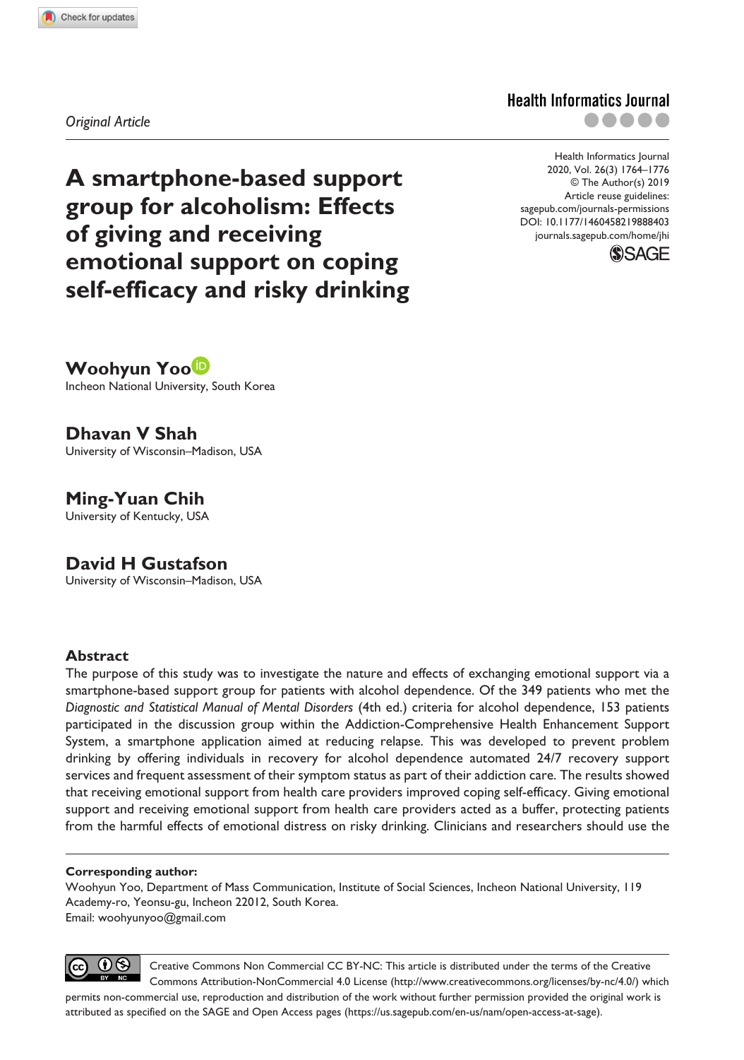*Original Article*

# A smartphone-based support group for alcoholism: Effects of giving and receiving emotional support on coping self-efficacy and risky drinking

DOI: 10.1177/1460458219888403

**Woohyun Yoo**
Incheon National University, South Korea

**Dhavan V Shah**
University of Wisconsin–Madison, USA

**Ming-Yuan Chih**
University of Kentucky, USA

**David H Gustafson**
University of Wisconsin–Madison, USA

## Abstract

The purpose of this study was to investigate the nature and effects of exchanging emotional support via a smartphone-based support group for patients with alcohol dependence. Of the 349 patients who met the *Diagnostic and Statistical Manual of Mental Disorders* (4th ed.) criteria for alcohol dependence, 153 patients participated in the discussion group within the Addiction-Comprehensive Health Enhancement Support System, a smartphone application aimed at reducing relapse. This was developed to prevent problem drinking by offering individuals in recovery for alcohol dependence automated 24/7 recovery support services and frequent assessment of their symptom status as part of their addiction care. The results showed that receiving emotional support from health care providers improved coping self-efficacy. Giving emotional support and receiving emotional support from health care providers acted as a buffer, protecting patients from the harmful effects of emotional distress on risky drinking. Clinicians and researchers should use the

**Corresponding author:**
Woohyun Yoo, Department of Mass Communication, Institute of Social Sciences, Incheon National University, 119 Academy-ro, Yeonsu-gu, Incheon 22012, South Korea.
Email: woohyunyoo@gmail.com

Creative Commons Non Commercial CC BY-NC: This article is distributed under the terms of the Creative Commons Attribution-NonCommercial 4.0 License (http://www.creativecommons.org/licenses/by-nc/4.0/) which permits non-commercial use, reproduction and distribution of the work without further permission provided the original work is attributed as specified on the SAGE and Open Access pages (https://us.sagepub.com/en-us/nam/open-access-at-sage).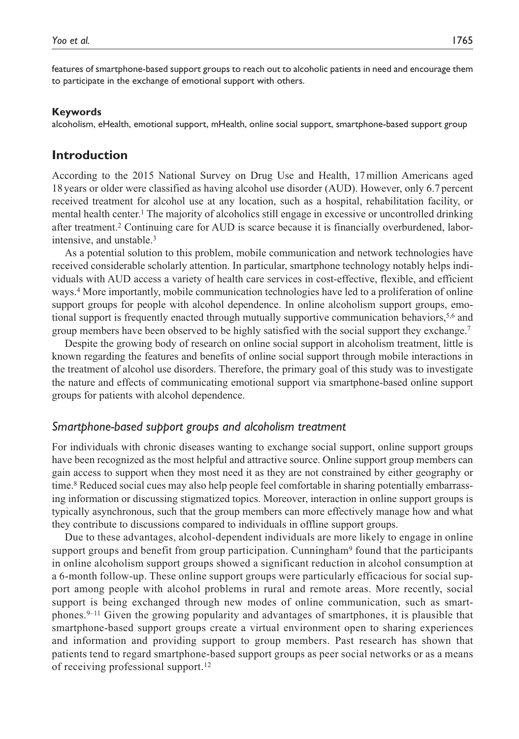features of smartphone-based support groups to reach out to alcoholic patients in need and encourage them to participate in the exchange of emotional support with others.

**Keywords**

alcoholism, eHealth, emotional support, mHealth, online social support, smartphone-based support group

## Introduction

According to the 2015 National Survey on Drug Use and Health, 17 million Americans aged 18 years or older were classified as having alcohol use disorder (AUD). However, only 6.7 percent received treatment for alcohol use at any location, such as a hospital, rehabilitation facility, or mental health center.[1] The majority of alcoholics still engage in excessive or uncontrolled drinking after treatment.[2] Continuing care for AUD is scarce because it is financially overburdened, labor-intensive, and unstable.[3]

As a potential solution to this problem, mobile communication and network technologies have received considerable scholarly attention. In particular, smartphone technology notably helps individuals with AUD access a variety of health care services in cost-effective, flexible, and efficient ways.[4] More importantly, mobile communication technologies have led to a proliferation of online support groups for people with alcohol dependence. In online alcoholism support groups, emotional support is frequently enacted through mutually supportive communication behaviors,[5,6] and group members have been observed to be highly satisfied with the social support they exchange.[7]

Despite the growing body of research on online social support in alcoholism treatment, little is known regarding the features and benefits of online social support through mobile interactions in the treatment of alcohol use disorders. Therefore, the primary goal of this study was to investigate the nature and effects of communicating emotional support via smartphone-based online support groups for patients with alcohol dependence.

### *Smartphone-based support groups and alcoholism treatment*

For individuals with chronic diseases wanting to exchange social support, online support groups have been recognized as the most helpful and attractive source. Online support group members can gain access to support when they most need it as they are not constrained by either geography or time.[8] Reduced social cues may also help people feel comfortable in sharing potentially embarrassing information or discussing stigmatized topics. Moreover, interaction in online support groups is typically asynchronous, such that the group members can more effectively manage how and what they contribute to discussions compared to individuals in offline support groups.

Due to these advantages, alcohol-dependent individuals are more likely to engage in online support groups and benefit from group participation. Cunningham[9] found that the participants in online alcoholism support groups showed a significant reduction in alcohol consumption at a 6-month follow-up. These online support groups were particularly efficacious for social support among people with alcohol problems in rural and remote areas. More recently, social support is being exchanged through new modes of online communication, such as smartphones.[9–11] Given the growing popularity and advantages of smartphones, it is plausible that smartphone-based support groups create a virtual environment open to sharing experiences and information and providing support to group members. Past research has shown that patients tend to regard smartphone-based support groups as peer social networks or as a means of receiving professional support.[12]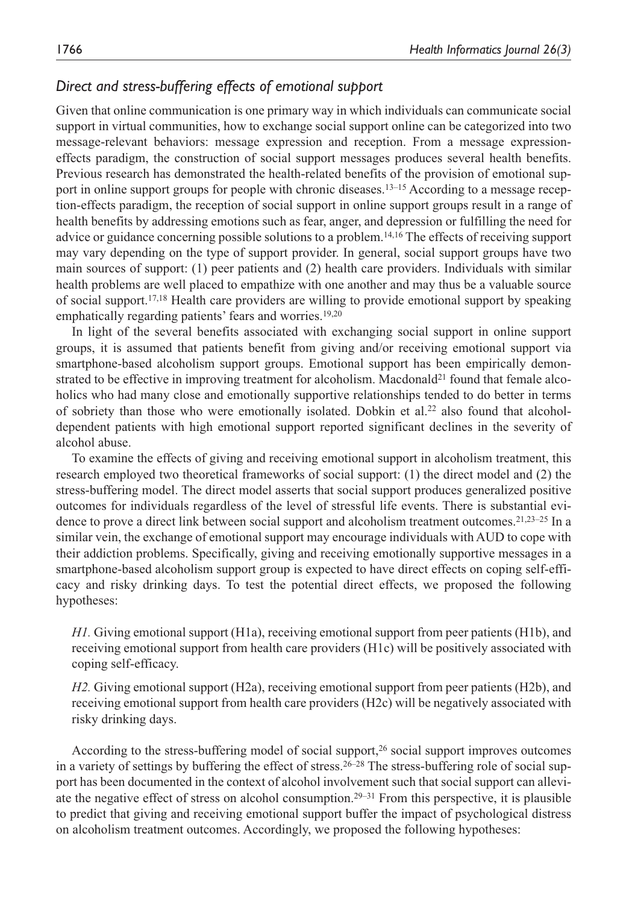### *Direct and stress-buffering effects of emotional support*

Given that online communication is one primary way in which individuals can communicate social support in virtual communities, how to exchange social support online can be categorized into two message-relevant behaviors: message expression and reception. From a message expression-effects paradigm, the construction of social support messages produces several health benefits. Previous research has demonstrated the health-related benefits of the provision of emotional support in online support groups for people with chronic diseases.[13–15] According to a message reception-effects paradigm, the reception of social support in online support groups result in a range of health benefits by addressing emotions such as fear, anger, and depression or fulfilling the need for advice or guidance concerning possible solutions to a problem.[14,16] The effects of receiving support may vary depending on the type of support provider. In general, social support groups have two main sources of support: (1) peer patients and (2) health care providers. Individuals with similar health problems are well placed to empathize with one another and may thus be a valuable source of social support.[17,18] Health care providers are willing to provide emotional support by speaking emphatically regarding patients' fears and worries.[19,20]

In light of the several benefits associated with exchanging social support in online support groups, it is assumed that patients benefit from giving and/or receiving emotional support via smartphone-based alcoholism support groups. Emotional support has been empirically demonstrated to be effective in improving treatment for alcoholism. Macdonald[21] found that female alcoholics who had many close and emotionally supportive relationships tended to do better in terms of sobriety than those who were emotionally isolated. Dobkin et al.[22] also found that alcohol-dependent patients with high emotional support reported significant declines in the severity of alcohol abuse.

To examine the effects of giving and receiving emotional support in alcoholism treatment, this research employed two theoretical frameworks of social support: (1) the direct model and (2) the stress-buffering model. The direct model asserts that social support produces generalized positive outcomes for individuals regardless of the level of stressful life events. There is substantial evidence to prove a direct link between social support and alcoholism treatment outcomes.[21,23–25] In a similar vein, the exchange of emotional support may encourage individuals with AUD to cope with their addiction problems. Specifically, giving and receiving emotionally supportive messages in a smartphone-based alcoholism support group is expected to have direct effects on coping self-efficacy and risky drinking days. To test the potential direct effects, we proposed the following hypotheses:

> *H1.* Giving emotional support (H1a), receiving emotional support from peer patients (H1b), and receiving emotional support from health care providers (H1c) will be positively associated with coping self-efficacy.

> *H2.* Giving emotional support (H2a), receiving emotional support from peer patients (H2b), and receiving emotional support from health care providers (H2c) will be negatively associated with risky drinking days.

According to the stress-buffering model of social support,[26] social support improves outcomes in a variety of settings by buffering the effect of stress.[26–28] The stress-buffering role of social support has been documented in the context of alcohol involvement such that social support can alleviate the negative effect of stress on alcohol consumption.[29–31] From this perspective, it is plausible to predict that giving and receiving emotional support buffer the impact of psychological distress on alcoholism treatment outcomes. Accordingly, we proposed the following hypotheses: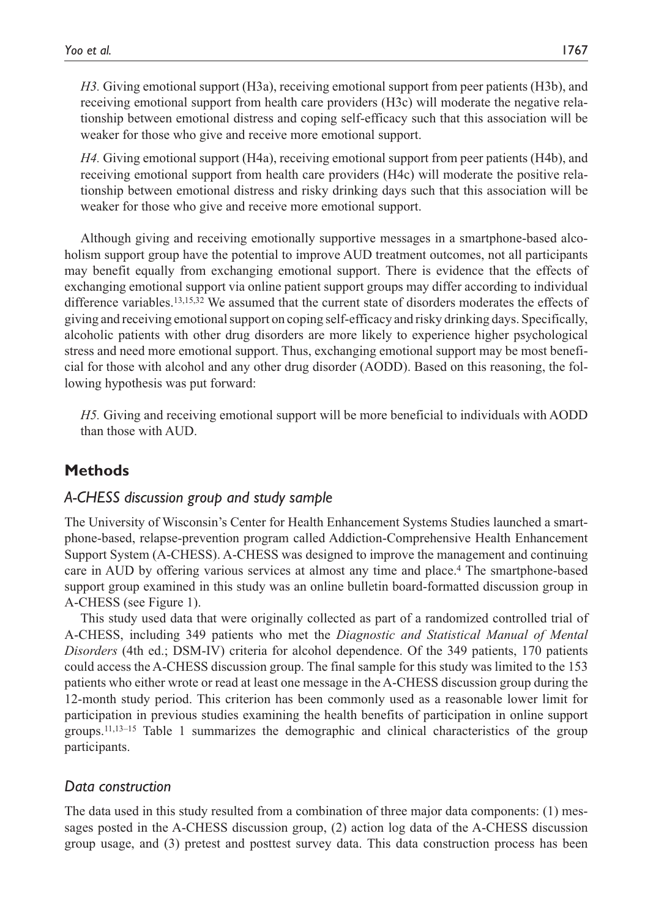*H3.* Giving emotional support (H3a), receiving emotional support from peer patients (H3b), and receiving emotional support from health care providers (H3c) will moderate the negative relationship between emotional distress and coping self-efficacy such that this association will be weaker for those who give and receive more emotional support.

*H4.* Giving emotional support (H4a), receiving emotional support from peer patients (H4b), and receiving emotional support from health care providers (H4c) will moderate the positive relationship between emotional distress and risky drinking days such that this association will be weaker for those who give and receive more emotional support.

Although giving and receiving emotionally supportive messages in a smartphone-based alcoholism support group have the potential to improve AUD treatment outcomes, not all participants may benefit equally from exchanging emotional support. There is evidence that the effects of exchanging emotional support via online patient support groups may differ according to individual difference variables.[13,15,32] We assumed that the current state of disorders moderates the effects of giving and receiving emotional support on coping self-efficacy and risky drinking days. Specifically, alcoholic patients with other drug disorders are more likely to experience higher psychological stress and need more emotional support. Thus, exchanging emotional support may be most beneficial for those with alcohol and any other drug disorder (AODD). Based on this reasoning, the following hypothesis was put forward:

*H5.* Giving and receiving emotional support will be more beneficial to individuals with AODD than those with AUD.

## Methods

### *A-CHESS discussion group and study sample*

The University of Wisconsin's Center for Health Enhancement Systems Studies launched a smartphone-based, relapse-prevention program called Addiction-Comprehensive Health Enhancement Support System (A-CHESS). A-CHESS was designed to improve the management and continuing care in AUD by offering various services at almost any time and place.[4] The smartphone-based support group examined in this study was an online bulletin board-formatted discussion group in A-CHESS (see Figure 1).

This study used data that were originally collected as part of a randomized controlled trial of A-CHESS, including 349 patients who met the *Diagnostic and Statistical Manual of Mental Disorders* (4th ed.; DSM-IV) criteria for alcohol dependence. Of the 349 patients, 170 patients could access the A-CHESS discussion group. The final sample for this study was limited to the 153 patients who either wrote or read at least one message in the A-CHESS discussion group during the 12-month study period. This criterion has been commonly used as a reasonable lower limit for participation in previous studies examining the health benefits of participation in online support groups.[11,13–15] Table 1 summarizes the demographic and clinical characteristics of the group participants.

### *Data construction*

The data used in this study resulted from a combination of three major data components: (1) messages posted in the A-CHESS discussion group, (2) action log data of the A-CHESS discussion group usage, and (3) pretest and posttest survey data. This data construction process has been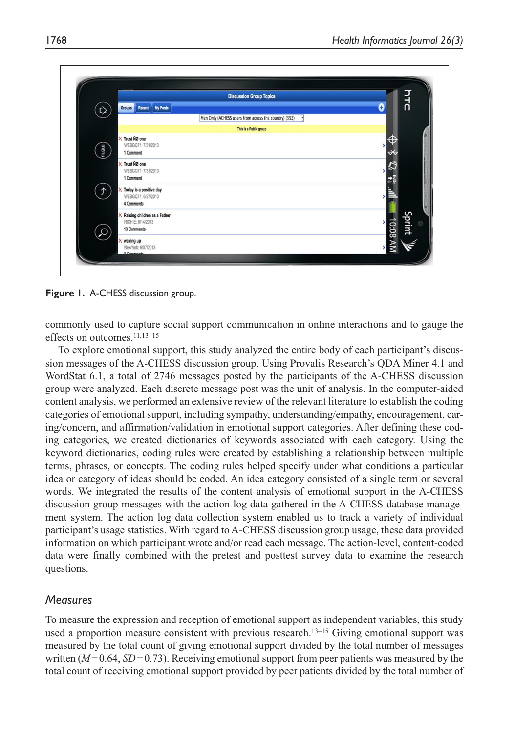**Figure 1.** A-CHESS discussion group.

commonly used to capture social support communication in online interactions and to gauge the effects on outcomes.[11,13–15]

To explore emotional support, this study analyzed the entire body of each participant's discussion messages of the A-CHESS discussion group. Using Provalis Research's QDA Miner 4.1 and WordStat 6.1, a total of 2746 messages posted by the participants of the A-CHESS discussion group were analyzed. Each discrete message post was the unit of analysis. In the computer-aided content analysis, we performed an extensive review of the relevant literature to establish the coding categories of emotional support, including sympathy, understanding/empathy, encouragement, caring/concern, and affirmation/validation in emotional support categories. After defining these coding categories, we created dictionaries of keywords associated with each category. Using the keyword dictionaries, coding rules were created by establishing a relationship between multiple terms, phrases, or concepts. The coding rules helped specify under what conditions a particular idea or category of ideas should be coded. An idea category consisted of a single term or several words. We integrated the results of the content analysis of emotional support in the A-CHESS discussion group messages with the action log data gathered in the A-CHESS database management system. The action log data collection system enabled us to track a variety of individual participant's usage statistics. With regard to A-CHESS discussion group usage, these data provided information on which participant wrote and/or read each message. The action-level, content-coded data were finally combined with the pretest and posttest survey data to examine the research questions.

## Measures

To measure the expression and reception of emotional support as independent variables, this study used a proportion measure consistent with previous research.[13–15] Giving emotional support was measured by the total count of giving emotional support divided by the total number of messages written ($M = 0.64$, $SD = 0.73$). Receiving emotional support from peer patients was measured by the total count of receiving emotional support provided by peer patients divided by the total number of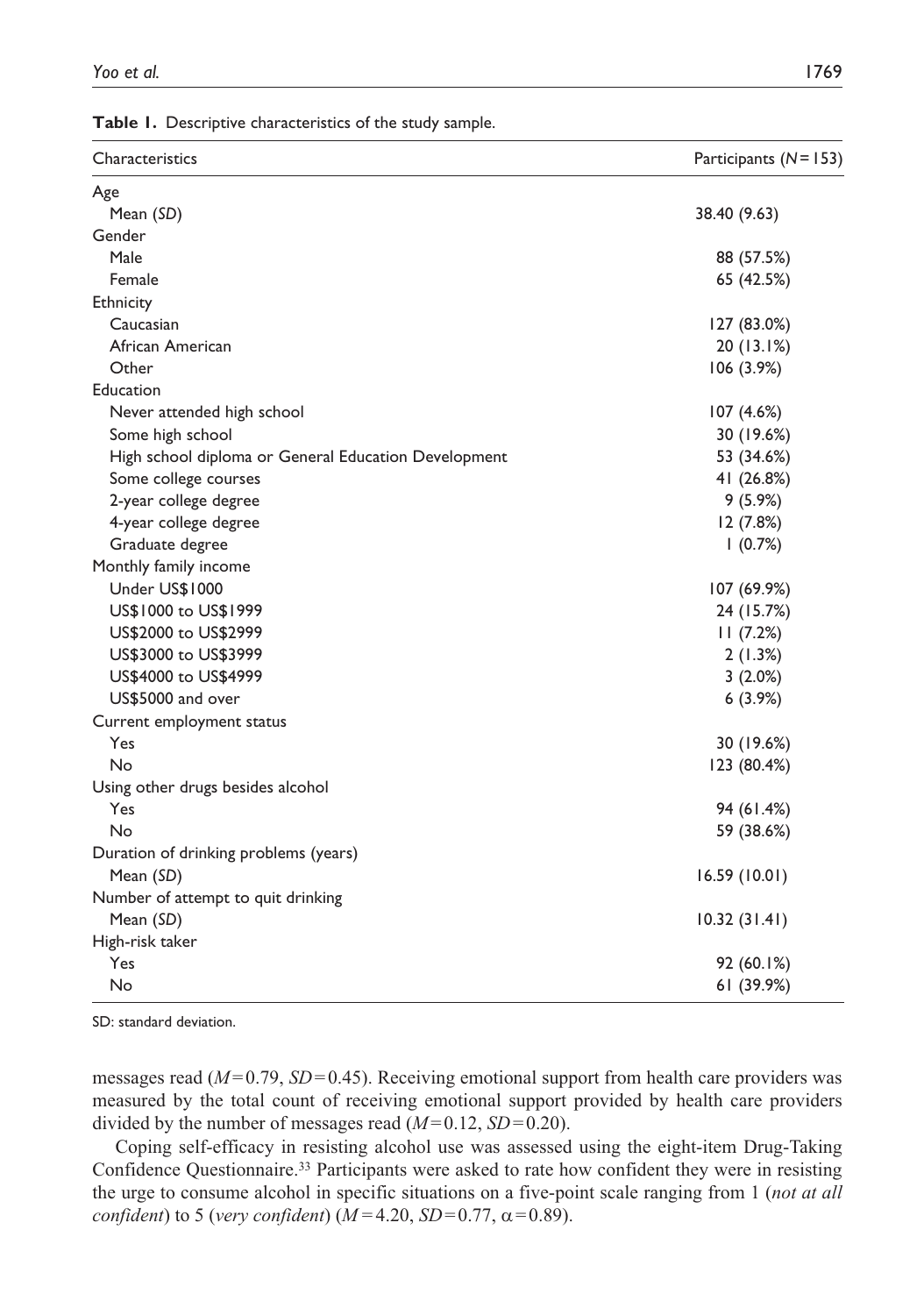**Table 1.** Descriptive characteristics of the study sample.

| Characteristics | Participants ($N$ = 153) |
|---|---|
| Age | |
| Mean (*SD*) | 38.40 (9.63) |
| Gender | |
| Male | 88 (57.5%) |
| Female | 65 (42.5%) |
| Ethnicity | |
| Caucasian | 127 (83.0%) |
| African American | 20 (13.1%) |
| Other | 106 (3.9%) |
| Education | |
| Never attended high school | 107 (4.6%) |
| Some high school | 30 (19.6%) |
| High school diploma or General Education Development | 53 (34.6%) |
| Some college courses | 41 (26.8%) |
| 2-year college degree | 9 (5.9%) |
| 4-year college degree | 12 (7.8%) |
| Graduate degree | 1 (0.7%) |
| Monthly family income | |
| Under US$1000 | 107 (69.9%) |
| US$1000 to US$1999 | 24 (15.7%) |
| US$2000 to US$2999 | 11 (7.2%) |
| US$3000 to US$3999 | 2 (1.3%) |
| US$4000 to US$4999 | 3 (2.0%) |
| US$5000 and over | 6 (3.9%) |
| Current employment status | |
| Yes | 30 (19.6%) |
| No | 123 (80.4%) |
| Using other drugs besides alcohol | |
| Yes | 94 (61.4%) |
| No | 59 (38.6%) |
| Duration of drinking problems (years) | |
| Mean (*SD*) | 16.59 (10.01) |
| Number of attempt to quit drinking | |
| Mean (*SD*) | 10.32 (31.41) |
| High-risk taker | |
| Yes | 92 (60.1%) |
| No | 61 (39.9%) |

SD: standard deviation.

messages read ($M$ = 0.79, $SD$ = 0.45). Receiving emotional support from health care providers was measured by the total count of receiving emotional support provided by health care providers divided by the number of messages read ($M$ = 0.12, $SD$ = 0.20).

Coping self-efficacy in resisting alcohol use was assessed using the eight-item Drug-Taking Confidence Questionnaire.[33] Participants were asked to rate how confident they were in resisting the urge to consume alcohol in specific situations on a five-point scale ranging from 1 (*not at all confident*) to 5 (*very confident*) ($M$ = 4.20, $SD$ = 0.77, $\alpha$ = 0.89).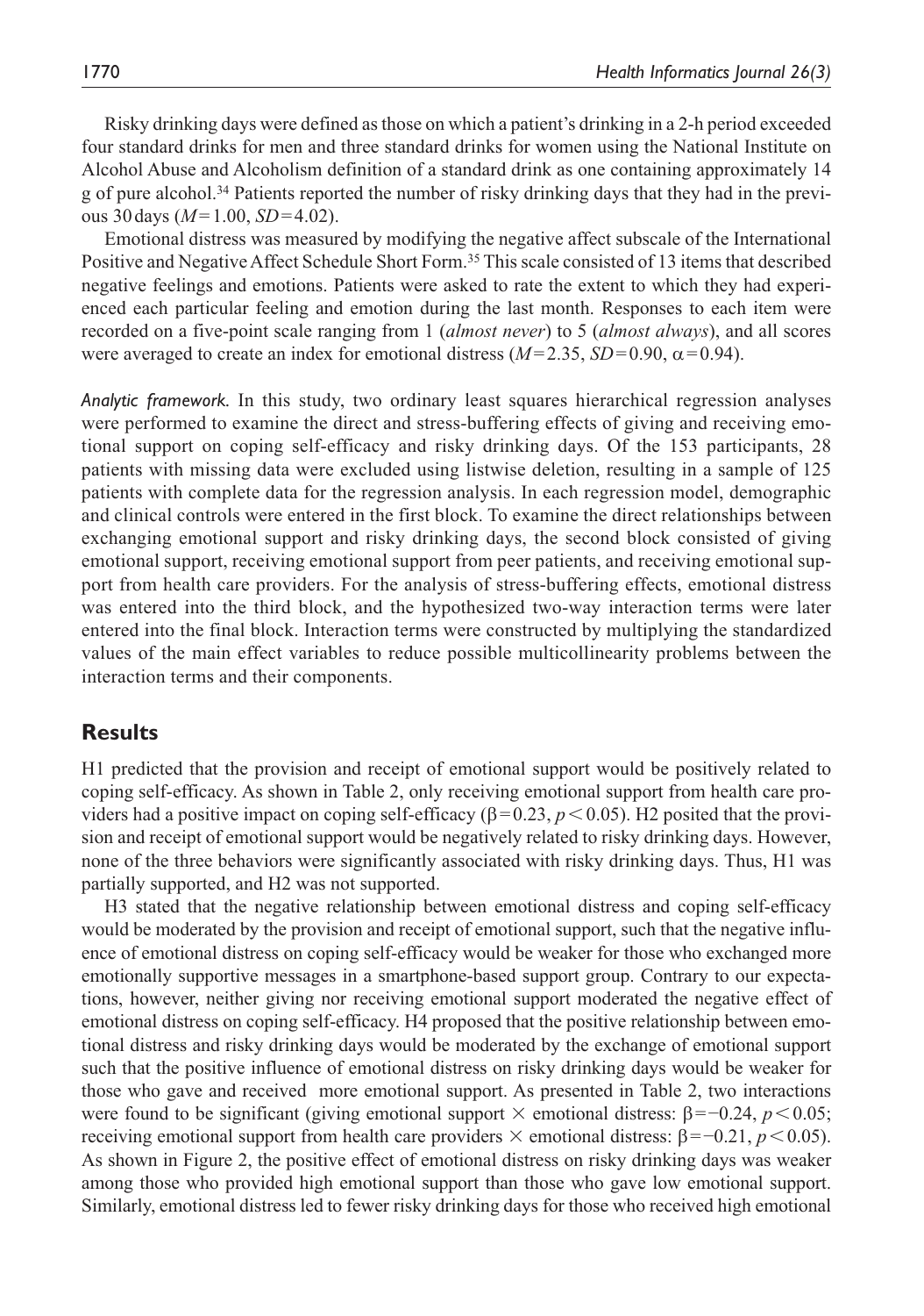Risky drinking days were defined as those on which a patient's drinking in a 2-h period exceeded four standard drinks for men and three standard drinks for women using the National Institute on Alcohol Abuse and Alcoholism definition of a standard drink as one containing approximately 14 g of pure alcohol.[34] Patients reported the number of risky drinking days that they had in the previous 30 days ($M = 1.00$, $SD = 4.02$).

Emotional distress was measured by modifying the negative affect subscale of the International Positive and Negative Affect Schedule Short Form.[35] This scale consisted of 13 items that described negative feelings and emotions. Patients were asked to rate the extent to which they had experienced each particular feeling and emotion during the last month. Responses to each item were recorded on a five-point scale ranging from 1 (*almost never*) to 5 (*almost always*), and all scores were averaged to create an index for emotional distress ($M = 2.35$, $SD = 0.90$, $\alpha = 0.94$).

*Analytic framework.* In this study, two ordinary least squares hierarchical regression analyses were performed to examine the direct and stress-buffering effects of giving and receiving emotional support on coping self-efficacy and risky drinking days. Of the 153 participants, 28 patients with missing data were excluded using listwise deletion, resulting in a sample of 125 patients with complete data for the regression analysis. In each regression model, demographic and clinical controls were entered in the first block. To examine the direct relationships between exchanging emotional support and risky drinking days, the second block consisted of giving emotional support, receiving emotional support from peer patients, and receiving emotional support from health care providers. For the analysis of stress-buffering effects, emotional distress was entered into the third block, and the hypothesized two-way interaction terms were later entered into the final block. Interaction terms were constructed by multiplying the standardized values of the main effect variables to reduce possible multicollinearity problems between the interaction terms and their components.

## Results

H1 predicted that the provision and receipt of emotional support would be positively related to coping self-efficacy. As shown in Table 2, only receiving emotional support from health care providers had a positive impact on coping self-efficacy ($\beta = 0.23$, $p < 0.05$). H2 posited that the provision and receipt of emotional support would be negatively related to risky drinking days. However, none of the three behaviors were significantly associated with risky drinking days. Thus, H1 was partially supported, and H2 was not supported.

H3 stated that the negative relationship between emotional distress and coping self-efficacy would be moderated by the provision and receipt of emotional support, such that the negative influence of emotional distress on coping self-efficacy would be weaker for those who exchanged more emotionally supportive messages in a smartphone-based support group. Contrary to our expectations, however, neither giving nor receiving emotional support moderated the negative effect of emotional distress on coping self-efficacy. H4 proposed that the positive relationship between emotional distress and risky drinking days would be moderated by the exchange of emotional support such that the positive influence of emotional distress on risky drinking days would be weaker for those who gave and received more emotional support. As presented in Table 2, two interactions were found to be significant (giving emotional support × emotional distress: $\beta = -0.24$, $p < 0.05$; receiving emotional support from health care providers × emotional distress: $\beta = -0.21$, $p < 0.05$). As shown in Figure 2, the positive effect of emotional distress on risky drinking days was weaker among those who provided high emotional support than those who gave low emotional support. Similarly, emotional distress led to fewer risky drinking days for those who received high emotional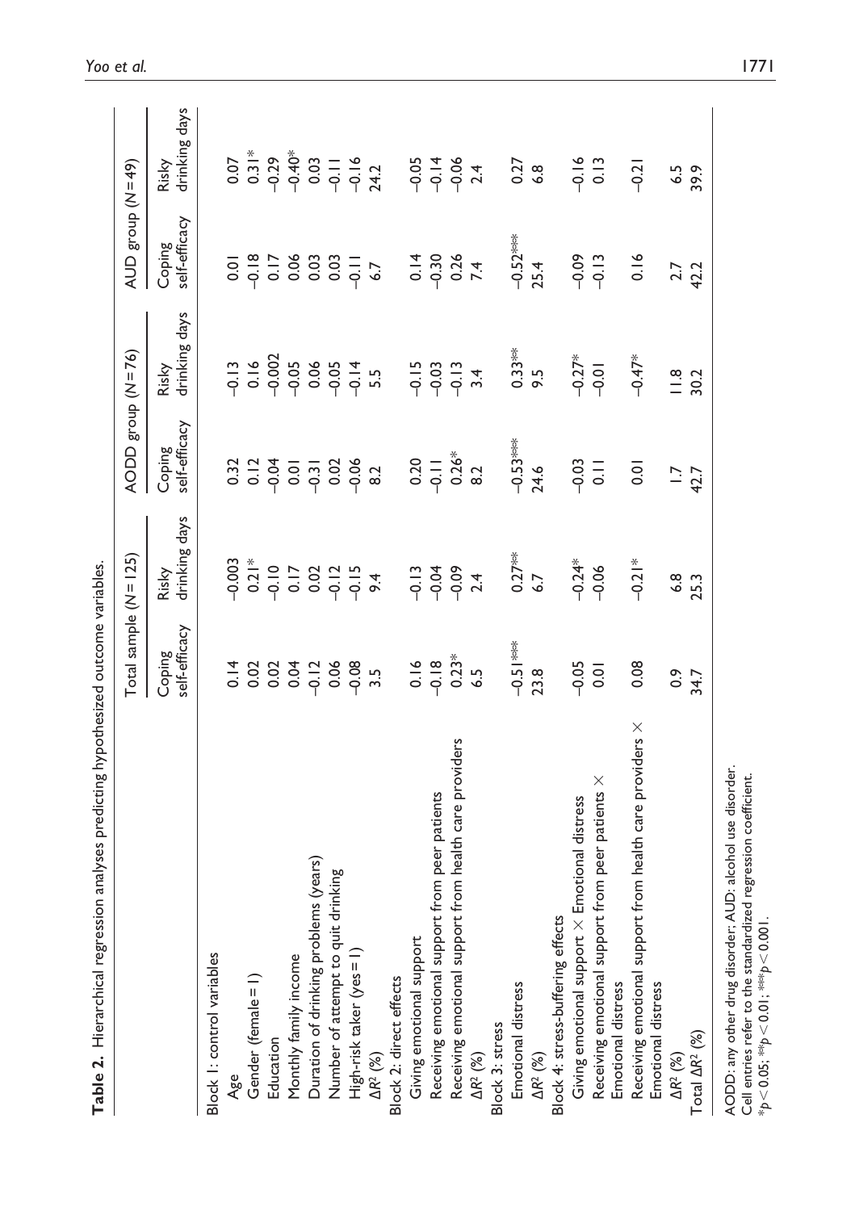**Table 2.** Hierarchical regression analyses predicting hypothesized outcome variables.

| | Total sample (N = 125) | | AODD group (N = 76) | | AUD group (N = 49) | |
|---|---|---|---|---|---|---|
| | Coping self-efficacy | Risky drinking days | Coping self-efficacy | Risky drinking days | Coping self-efficacy | Risky drinking days |
| Block 1: control variables | | | | | | |
| Age | 0.14 | −0.003 | 0.32 | −0.13 | 0.01 | 0.07 |
| Gender (female = 1) | 0.02 | 0.21* | 0.12 | 0.16 | −0.18 | 0.31* |
| Education | 0.02 | −0.10 | −0.04 | −0.002 | 0.17 | −0.29 |
| Monthly family income | 0.04 | 0.17 | 0.01 | −0.05 | 0.06 | −0.40* |
| Duration of drinking problems (years) | −0.12 | 0.02 | −0.31 | 0.06 | 0.03 | 0.03 |
| Number of attempt to quit drinking | 0.06 | −0.12 | 0.02 | −0.05 | 0.03 | −0.11 |
| High-risk taker (yes = 1) | −0.08 | −0.15 | −0.06 | −0.14 | −0.11 | −0.16 |
| $\Delta R^2$ (%) | 3.5 | 9.4 | 8.2 | 5.5 | 6.7 | 24.2 |
| Block 2: direct effects | | | | | | |
| Giving emotional support | 0.16 | −0.13 | 0.20 | −0.15 | 0.14 | −0.05 |
| Receiving emotional support from peer patients | −0.18 | −0.04 | −0.11 | −0.03 | −0.30 | −0.14 |
| Receiving emotional support from health care providers | 0.23* | −0.09 | 0.26* | −0.13 | 0.26 | −0.06 |
| $\Delta R^2$ (%) | 6.5 | 2.4 | 8.2 | 3.4 | 7.4 | 2.4 |
| Block 3: stress | | | | | | |
| Emotional distress | −0.51*** | 0.27** | −0.53*** | 0.33** | −0.52*** | 0.27 |
| $\Delta R^2$ (%) | 23.8 | 6.7 | 24.6 | 9.5 | 25.4 | 6.8 |
| Block 4: stress-buffering effects | | | | | | |
| Giving emotional support × Emotional distress | −0.05 | −0.24* | −0.03 | −0.27* | −0.09 | −0.16 |
| Receiving emotional support from peer patients × Emotional distress | 0.01 | −0.06 | 0.11 | −0.01 | −0.13 | 0.13 |
| Receiving emotional support from health care providers × Emotional distress | 0.08 | −0.21* | 0.01 | −0.47* | 0.16 | −0.21 |
| $\Delta R^2$ (%) | 0.9 | 6.8 | 1.7 | 11.8 | 2.7 | 6.5 |
| Total $\Delta R^2$ (%) | 34.7 | 25.3 | 42.7 | 30.2 | 42.2 | 39.9 |

AODD: any other drug disorder; AUD: alcohol use disorder.
Cell entries refer to the standardized regression coefficient.
$^*p < 0.05$; $^{**}p < 0.01$; $^{***}p < 0.001$.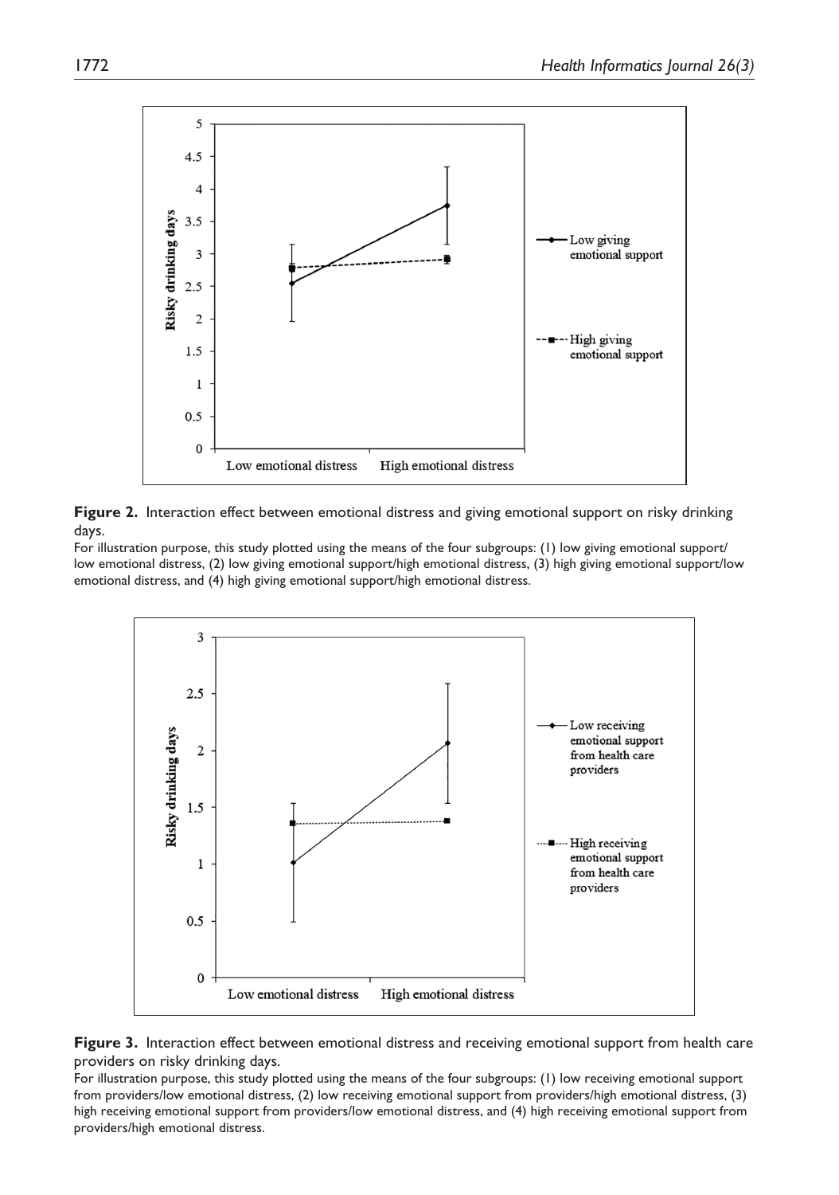**Figure 2.** Interaction effect between emotional distress and giving emotional support on risky drinking days.

For illustration purpose, this study plotted using the means of the four subgroups: (1) low giving emotional support/ low emotional distress, (2) low giving emotional support/high emotional distress, (3) high giving emotional support/low emotional distress, and (4) high giving emotional support/high emotional distress.

**Figure 3.** Interaction effect between emotional distress and receiving emotional support from health care providers on risky drinking days.

For illustration purpose, this study plotted using the means of the four subgroups: (1) low receiving emotional support from providers/low emotional distress, (2) low receiving emotional support from providers/high emotional distress, (3) high receiving emotional support from providers/low emotional distress, and (4) high receiving emotional support from providers/high emotional distress.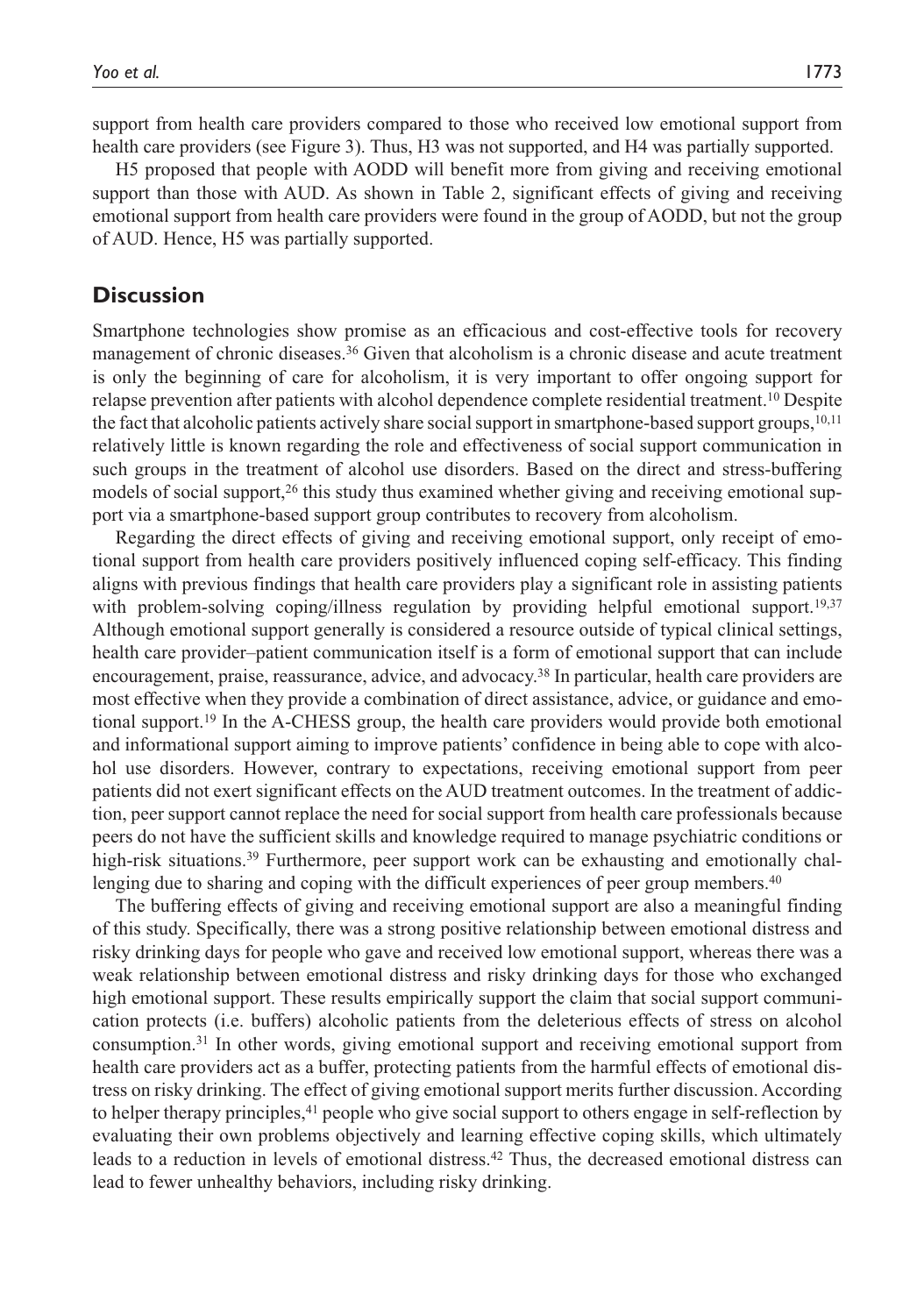support from health care providers compared to those who received low emotional support from health care providers (see Figure 3). Thus, H3 was not supported, and H4 was partially supported.

H5 proposed that people with AODD will benefit more from giving and receiving emotional support than those with AUD. As shown in Table 2, significant effects of giving and receiving emotional support from health care providers were found in the group of AODD, but not the group of AUD. Hence, H5 was partially supported.

## Discussion

Smartphone technologies show promise as an efficacious and cost-effective tools for recovery management of chronic diseases.[36] Given that alcoholism is a chronic disease and acute treatment is only the beginning of care for alcoholism, it is very important to offer ongoing support for relapse prevention after patients with alcohol dependence complete residential treatment.[10] Despite the fact that alcoholic patients actively share social support in smartphone-based support groups,[10,11] relatively little is known regarding the role and effectiveness of social support communication in such groups in the treatment of alcohol use disorders. Based on the direct and stress-buffering models of social support,[26] this study thus examined whether giving and receiving emotional support via a smartphone-based support group contributes to recovery from alcoholism.

Regarding the direct effects of giving and receiving emotional support, only receipt of emotional support from health care providers positively influenced coping self-efficacy. This finding aligns with previous findings that health care providers play a significant role in assisting patients with problem-solving coping/illness regulation by providing helpful emotional support.[19,37] Although emotional support generally is considered a resource outside of typical clinical settings, health care provider–patient communication itself is a form of emotional support that can include encouragement, praise, reassurance, advice, and advocacy.[38] In particular, health care providers are most effective when they provide a combination of direct assistance, advice, or guidance and emotional support.[19] In the A-CHESS group, the health care providers would provide both emotional and informational support aiming to improve patients' confidence in being able to cope with alcohol use disorders. However, contrary to expectations, receiving emotional support from peer patients did not exert significant effects on the AUD treatment outcomes. In the treatment of addiction, peer support cannot replace the need for social support from health care professionals because peers do not have the sufficient skills and knowledge required to manage psychiatric conditions or high-risk situations.[39] Furthermore, peer support work can be exhausting and emotionally challenging due to sharing and coping with the difficult experiences of peer group members.[40]

The buffering effects of giving and receiving emotional support are also a meaningful finding of this study. Specifically, there was a strong positive relationship between emotional distress and risky drinking days for people who gave and received low emotional support, whereas there was a weak relationship between emotional distress and risky drinking days for those who exchanged high emotional support. These results empirically support the claim that social support communication protects (i.e. buffers) alcoholic patients from the deleterious effects of stress on alcohol consumption.[31] In other words, giving emotional support and receiving emotional support from health care providers act as a buffer, protecting patients from the harmful effects of emotional distress on risky drinking. The effect of giving emotional support merits further discussion. According to helper therapy principles,[41] people who give social support to others engage in self-reflection by evaluating their own problems objectively and learning effective coping skills, which ultimately leads to a reduction in levels of emotional distress.[42] Thus, the decreased emotional distress can lead to fewer unhealthy behaviors, including risky drinking.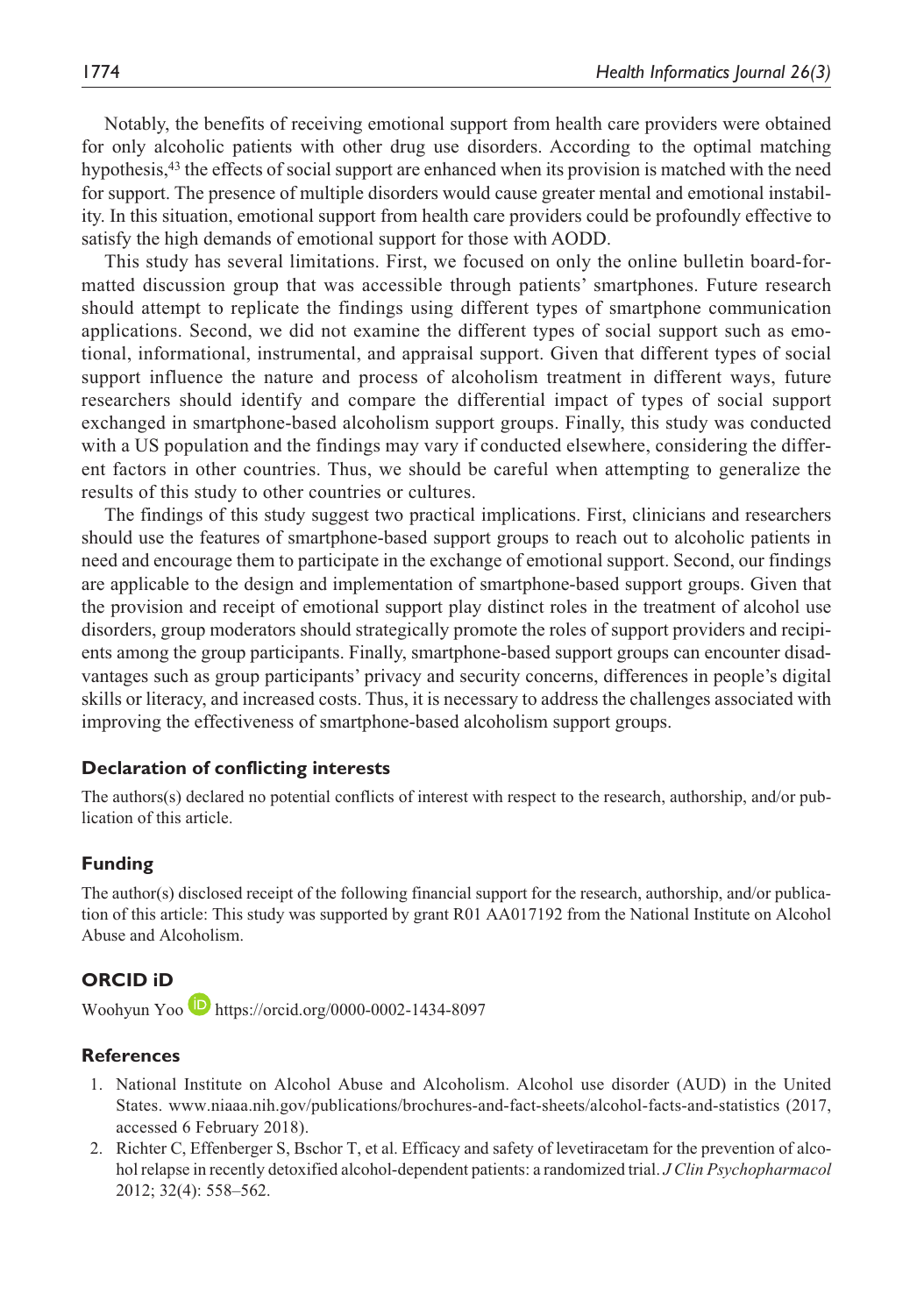Notably, the benefits of receiving emotional support from health care providers were obtained for only alcoholic patients with other drug use disorders. According to the optimal matching hypothesis,[43] the effects of social support are enhanced when its provision is matched with the need for support. The presence of multiple disorders would cause greater mental and emotional instability. In this situation, emotional support from health care providers could be profoundly effective to satisfy the high demands of emotional support for those with AODD.

This study has several limitations. First, we focused on only the online bulletin board-formatted discussion group that was accessible through patients' smartphones. Future research should attempt to replicate the findings using different types of smartphone communication applications. Second, we did not examine the different types of social support such as emotional, informational, instrumental, and appraisal support. Given that different types of social support influence the nature and process of alcoholism treatment in different ways, future researchers should identify and compare the differential impact of types of social support exchanged in smartphone-based alcoholism support groups. Finally, this study was conducted with a US population and the findings may vary if conducted elsewhere, considering the different factors in other countries. Thus, we should be careful when attempting to generalize the results of this study to other countries or cultures.

The findings of this study suggest two practical implications. First, clinicians and researchers should use the features of smartphone-based support groups to reach out to alcoholic patients in need and encourage them to participate in the exchange of emotional support. Second, our findings are applicable to the design and implementation of smartphone-based support groups. Given that the provision and receipt of emotional support play distinct roles in the treatment of alcohol use disorders, group moderators should strategically promote the roles of support providers and recipients among the group participants. Finally, smartphone-based support groups can encounter disadvantages such as group participants' privacy and security concerns, differences in people's digital skills or literacy, and increased costs. Thus, it is necessary to address the challenges associated with improving the effectiveness of smartphone-based alcoholism support groups.

### Declaration of conflicting interests

The authors(s) declared no potential conflicts of interest with respect to the research, authorship, and/or publication of this article.

### Funding

The author(s) disclosed receipt of the following financial support for the research, authorship, and/or publication of this article: This study was supported by grant R01 AA017192 from the National Institute on Alcohol Abuse and Alcoholism.

### ORCID iD

Woohyun Yoo https://orcid.org/0000-0002-1434-8097

### References

1. National Institute on Alcohol Abuse and Alcoholism. Alcohol use disorder (AUD) in the United States. www.niaaa.nih.gov/publications/brochures-and-fact-sheets/alcohol-facts-and-statistics (2017, accessed 6 February 2018).
2. Richter C, Effenberger S, Bschor T, et al. Efficacy and safety of levetiracetam for the prevention of alcohol relapse in recently detoxified alcohol-dependent patients: a randomized trial. *J Clin Psychopharmacol* 2012; 32(4): 558–562.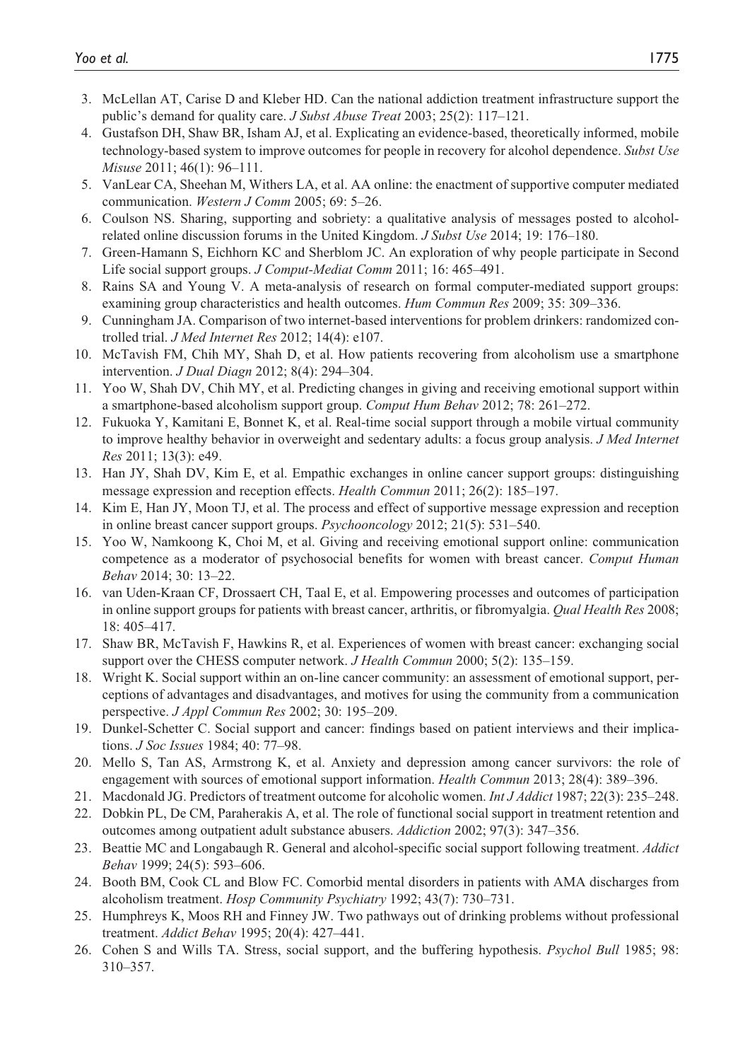3. McLellan AT, Carise D and Kleber HD. Can the national addiction treatment infrastructure support the public's demand for quality care. *J Subst Abuse Treat* 2003; 25(2): 117–121.
4. Gustafson DH, Shaw BR, Isham AJ, et al. Explicating an evidence-based, theoretically informed, mobile technology-based system to improve outcomes for people in recovery for alcohol dependence. *Subst Use Misuse* 2011; 46(1): 96–111.
5. VanLear CA, Sheehan M, Withers LA, et al. AA online: the enactment of supportive computer mediated communication. *Western J Comm* 2005; 69: 5–26.
6. Coulson NS. Sharing, supporting and sobriety: a qualitative analysis of messages posted to alcohol-related online discussion forums in the United Kingdom. *J Subst Use* 2014; 19: 176–180.
7. Green-Hamann S, Eichhorn KC and Sherblom JC. An exploration of why people participate in Second Life social support groups. *J Comput-Mediat Comm* 2011; 16: 465–491.
8. Rains SA and Young V. A meta-analysis of research on formal computer-mediated support groups: examining group characteristics and health outcomes. *Hum Commun Res* 2009; 35: 309–336.
9. Cunningham JA. Comparison of two internet-based interventions for problem drinkers: randomized controlled trial. *J Med Internet Res* 2012; 14(4): e107.
10. McTavish FM, Chih MY, Shah D, et al. How patients recovering from alcoholism use a smartphone intervention. *J Dual Diagn* 2012; 8(4): 294–304.
11. Yoo W, Shah DV, Chih MY, et al. Predicting changes in giving and receiving emotional support within a smartphone-based alcoholism support group. *Comput Hum Behav* 2012; 78: 261–272.
12. Fukuoka Y, Kamitani E, Bonnet K, et al. Real-time social support through a mobile virtual community to improve healthy behavior in overweight and sedentary adults: a focus group analysis. *J Med Internet Res* 2011; 13(3): e49.
13. Han JY, Shah DV, Kim E, et al. Empathic exchanges in online cancer support groups: distinguishing message expression and reception effects. *Health Commun* 2011; 26(2): 185–197.
14. Kim E, Han JY, Moon TJ, et al. The process and effect of supportive message expression and reception in online breast cancer support groups. *Psychooncology* 2012; 21(5): 531–540.
15. Yoo W, Namkoong K, Choi M, et al. Giving and receiving emotional support online: communication competence as a moderator of psychosocial benefits for women with breast cancer. *Comput Human Behav* 2014; 30: 13–22.
16. van Uden-Kraan CF, Drossaert CH, Taal E, et al. Empowering processes and outcomes of participation in online support groups for patients with breast cancer, arthritis, or fibromyalgia. *Qual Health Res* 2008; 18: 405–417.
17. Shaw BR, McTavish F, Hawkins R, et al. Experiences of women with breast cancer: exchanging social support over the CHESS computer network. *J Health Commun* 2000; 5(2): 135–159.
18. Wright K. Social support within an on-line cancer community: an assessment of emotional support, perceptions of advantages and disadvantages, and motives for using the community from a communication perspective. *J Appl Commun Res* 2002; 30: 195–209.
19. Dunkel-Schetter C. Social support and cancer: findings based on patient interviews and their implications. *J Soc Issues* 1984; 40: 77–98.
20. Mello S, Tan AS, Armstrong K, et al. Anxiety and depression among cancer survivors: the role of engagement with sources of emotional support information. *Health Commun* 2013; 28(4): 389–396.
21. Macdonald JG. Predictors of treatment outcome for alcoholic women. *Int J Addict* 1987; 22(3): 235–248.
22. Dobkin PL, De CM, Paraherakis A, et al. The role of functional social support in treatment retention and outcomes among outpatient adult substance abusers. *Addiction* 2002; 97(3): 347–356.
23. Beattie MC and Longabaugh R. General and alcohol-specific social support following treatment. *Addict Behav* 1999; 24(5): 593–606.
24. Booth BM, Cook CL and Blow FC. Comorbid mental disorders in patients with AMA discharges from alcoholism treatment. *Hosp Community Psychiatry* 1992; 43(7): 730–731.
25. Humphreys K, Moos RH and Finney JW. Two pathways out of drinking problems without professional treatment. *Addict Behav* 1995; 20(4): 427–441.
26. Cohen S and Wills TA. Stress, social support, and the buffering hypothesis. *Psychol Bull* 1985; 98: 310–357.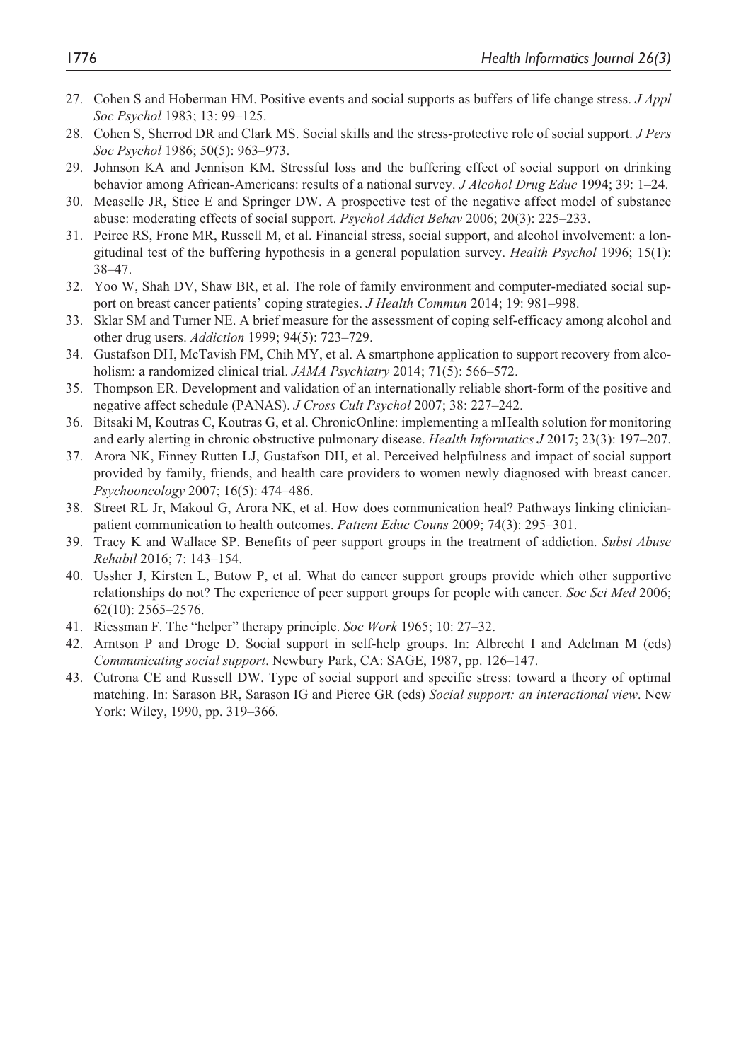27. Cohen S and Hoberman HM. Positive events and social supports as buffers of life change stress. *J Appl Soc Psychol* 1983; 13: 99–125.
28. Cohen S, Sherrod DR and Clark MS. Social skills and the stress-protective role of social support. *J Pers Soc Psychol* 1986; 50(5): 963–973.
29. Johnson KA and Jennison KM. Stressful loss and the buffering effect of social support on drinking behavior among African-Americans: results of a national survey. *J Alcohol Drug Educ* 1994; 39: 1–24.
30. Measelle JR, Stice E and Springer DW. A prospective test of the negative affect model of substance abuse: moderating effects of social support. *Psychol Addict Behav* 2006; 20(3): 225–233.
31. Peirce RS, Frone MR, Russell M, et al. Financial stress, social support, and alcohol involvement: a longitudinal test of the buffering hypothesis in a general population survey. *Health Psychol* 1996; 15(1): 38–47.
32. Yoo W, Shah DV, Shaw BR, et al. The role of family environment and computer-mediated social support on breast cancer patients' coping strategies. *J Health Commun* 2014; 19: 981–998.
33. Sklar SM and Turner NE. A brief measure for the assessment of coping self-efficacy among alcohol and other drug users. *Addiction* 1999; 94(5): 723–729.
34. Gustafson DH, McTavish FM, Chih MY, et al. A smartphone application to support recovery from alcoholism: a randomized clinical trial. *JAMA Psychiatry* 2014; 71(5): 566–572.
35. Thompson ER. Development and validation of an internationally reliable short-form of the positive and negative affect schedule (PANAS). *J Cross Cult Psychol* 2007; 38: 227–242.
36. Bitsaki M, Koutras C, Koutras G, et al. ChronicOnline: implementing a mHealth solution for monitoring and early alerting in chronic obstructive pulmonary disease. *Health Informatics J* 2017; 23(3): 197–207.
37. Arora NK, Finney Rutten LJ, Gustafson DH, et al. Perceived helpfulness and impact of social support provided by family, friends, and health care providers to women newly diagnosed with breast cancer. *Psychooncology* 2007; 16(5): 474–486.
38. Street RL Jr, Makoul G, Arora NK, et al. How does communication heal? Pathways linking clinician-patient communication to health outcomes. *Patient Educ Couns* 2009; 74(3): 295–301.
39. Tracy K and Wallace SP. Benefits of peer support groups in the treatment of addiction. *Subst Abuse Rehabil* 2016; 7: 143–154.
40. Ussher J, Kirsten L, Butow P, et al. What do cancer support groups provide which other supportive relationships do not? The experience of peer support groups for people with cancer. *Soc Sci Med* 2006; 62(10): 2565–2576.
41. Riessman F. The "helper" therapy principle. *Soc Work* 1965; 10: 27–32.
42. Arntson P and Droge D. Social support in self-help groups. In: Albrecht I and Adelman M (eds) *Communicating social support*. Newbury Park, CA: SAGE, 1987, pp. 126–147.
43. Cutrona CE and Russell DW. Type of social support and specific stress: toward a theory of optimal matching. In: Sarason BR, Sarason IG and Pierce GR (eds) *Social support: an interactional view*. New York: Wiley, 1990, pp. 319–366.